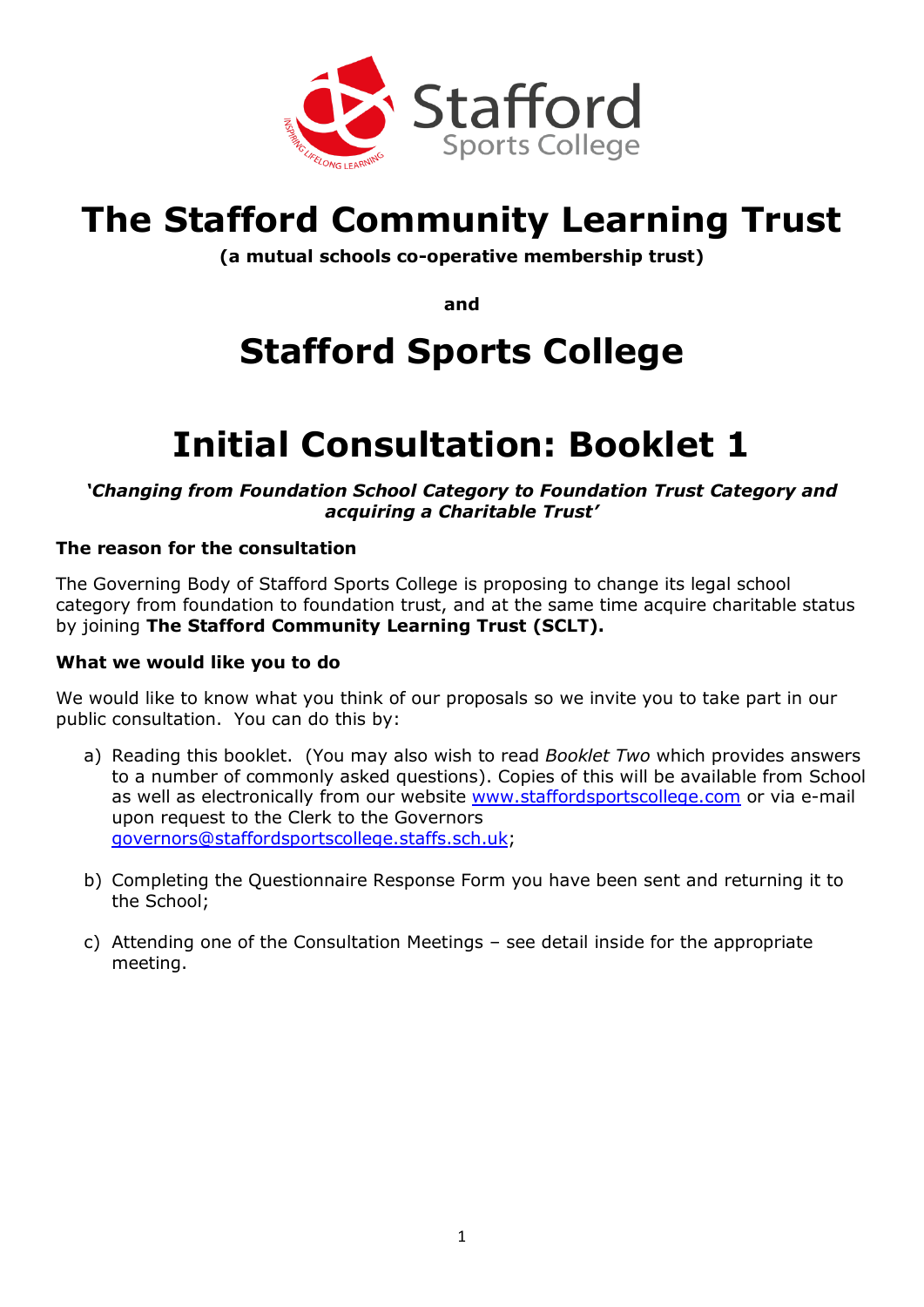# The Stafford Community Learning Trust

**(a mutual schools co-operative membership trust)**

**and**

# Stafford Sports College

# Initial Consultation: Booklet 1

***'Changing from Foundation School Category to Foundation Trust Category and acquiring a Charitable Trust'***

**The reason for the consultation**

The Governing Body of Stafford Sports College is proposing to change its legal school category from foundation to foundation trust, and at the same time acquire charitable status by joining **The Stafford Community Learning Trust (SCLT).**

**What we would like you to do**

We would like to know what you think of our proposals so we invite you to take part in our public consultation. You can do this by:

a) Reading this booklet. (You may also wish to read *Booklet Two* which provides answers to a number of commonly asked questions). Copies of this will be available from School as well as electronically from our website www.staffordsportscollege.com or via e-mail upon request to the Clerk to the Governors governors@staffordsportscollege.staffs.sch.uk;

b) Completing the Questionnaire Response Form you have been sent and returning it to the School;

c) Attending one of the Consultation Meetings – see detail inside for the appropriate meeting.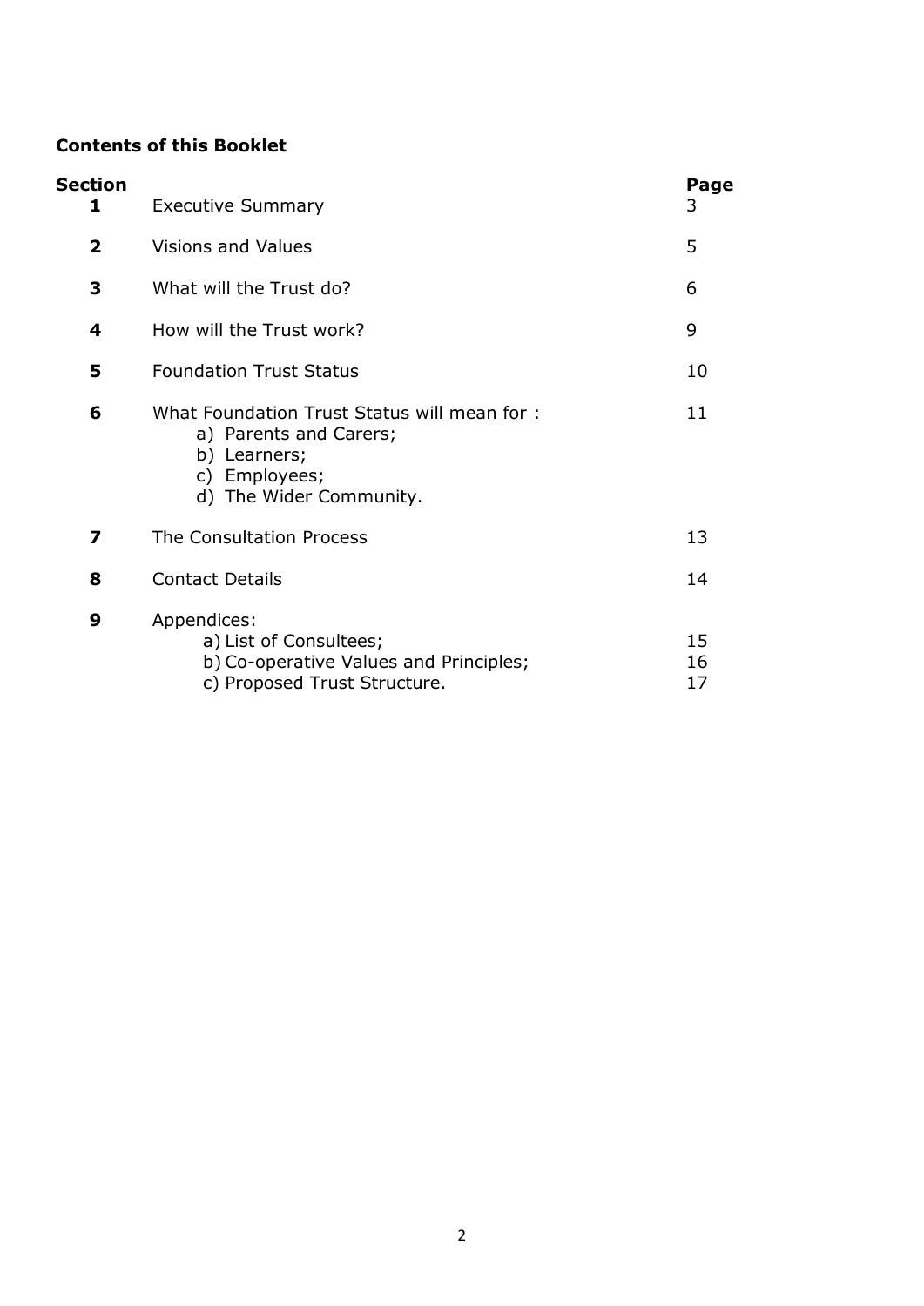**Contents of this Booklet**

| Section | | Page |
|---|---|---|
| **1** | Executive Summary | 3 |
| **2** | Visions and Values | 5 |
| **3** | What will the Trust do? | 6 |
| **4** | How will the Trust work? | 9 |
| **5** | Foundation Trust Status | 10 |
| **6** | What Foundation Trust Status will mean for : a) Parents and Carers; b) Learners; c) Employees; d) The Wider Community. | 11 |
| **7** | The Consultation Process | 13 |
| **8** | Contact Details | 14 |
| **9** | Appendices: | |
| | a) List of Consultees; | 15 |
| | b) Co-operative Values and Principles; | 16 |
| | c) Proposed Trust Structure. | 17 |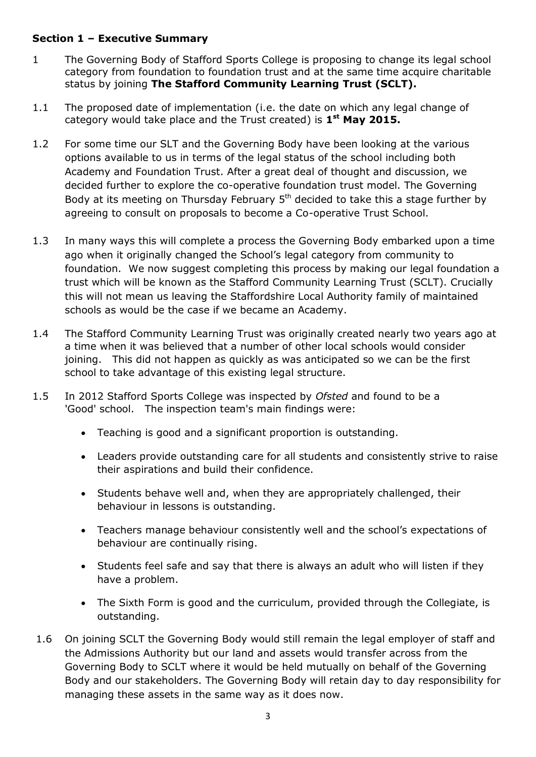### Section 1 – Executive Summary

1 The Governing Body of Stafford Sports College is proposing to change its legal school category from foundation to foundation trust and at the same time acquire charitable status by joining **The Stafford Community Learning Trust (SCLT).**

1.1 The proposed date of implementation (i.e. the date on which any legal change of category would take place and the Trust created) is **1st May 2015.**

1.2 For some time our SLT and the Governing Body have been looking at the various options available to us in terms of the legal status of the school including both Academy and Foundation Trust. After a great deal of thought and discussion, we decided further to explore the co-operative foundation trust model. The Governing Body at its meeting on Thursday February 5th decided to take this a stage further by agreeing to consult on proposals to become a Co-operative Trust School.

1.3 In many ways this will complete a process the Governing Body embarked upon a time ago when it originally changed the School's legal category from community to foundation. We now suggest completing this process by making our legal foundation a trust which will be known as the Stafford Community Learning Trust (SCLT). Crucially this will not mean us leaving the Staffordshire Local Authority family of maintained schools as would be the case if we became an Academy.

1.4 The Stafford Community Learning Trust was originally created nearly two years ago at a time when it was believed that a number of other local schools would consider joining. This did not happen as quickly as was anticipated so we can be the first school to take advantage of this existing legal structure.

1.5 In 2012 Stafford Sports College was inspected by *Ofsted* and found to be a 'Good' school. The inspection team's main findings were:

- Teaching is good and a significant proportion is outstanding.
- Leaders provide outstanding care for all students and consistently strive to raise their aspirations and build their confidence.
- Students behave well and, when they are appropriately challenged, their behaviour in lessons is outstanding.
- Teachers manage behaviour consistently well and the school's expectations of behaviour are continually rising.
- Students feel safe and say that there is always an adult who will listen if they have a problem.
- The Sixth Form is good and the curriculum, provided through the Collegiate, is outstanding.

1.6 On joining SCLT the Governing Body would still remain the legal employer of staff and the Admissions Authority but our land and assets would transfer across from the Governing Body to SCLT where it would be held mutually on behalf of the Governing Body and our stakeholders. The Governing Body will retain day to day responsibility for managing these assets in the same way as it does now.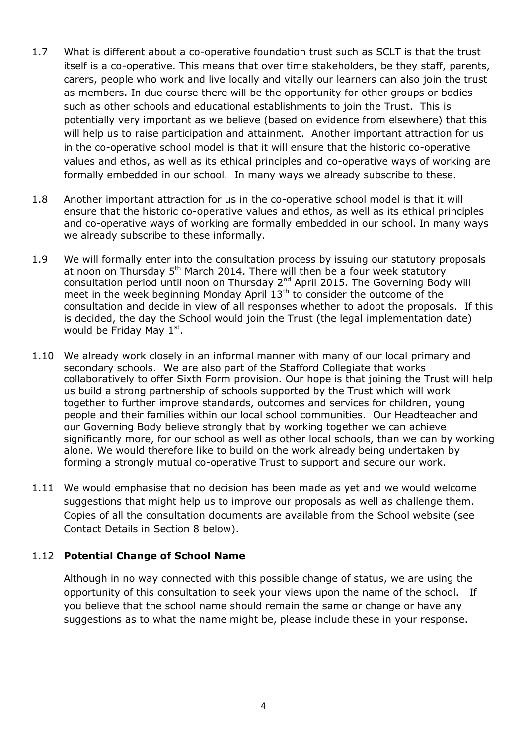1.7 What is different about a co-operative foundation trust such as SCLT is that the trust itself is a co-operative. This means that over time stakeholders, be they staff, parents, carers, people who work and live locally and vitally our learners can also join the trust as members. In due course there will be the opportunity for other groups or bodies such as other schools and educational establishments to join the Trust. This is potentially very important as we believe (based on evidence from elsewhere) that this will help us to raise participation and attainment. Another important attraction for us in the co-operative school model is that it will ensure that the historic co-operative values and ethos, as well as its ethical principles and co-operative ways of working are formally embedded in our school. In many ways we already subscribe to these.

1.8 Another important attraction for us in the co-operative school model is that it will ensure that the historic co-operative values and ethos, as well as its ethical principles and co-operative ways of working are formally embedded in our school. In many ways we already subscribe to these informally.

1.9 We will formally enter into the consultation process by issuing our statutory proposals at noon on Thursday 5th March 2014. There will then be a four week statutory consultation period until noon on Thursday 2nd April 2015. The Governing Body will meet in the week beginning Monday April 13th to consider the outcome of the consultation and decide in view of all responses whether to adopt the proposals. If this is decided, the day the School would join the Trust (the legal implementation date) would be Friday May 1st.

1.10 We already work closely in an informal manner with many of our local primary and secondary schools. We are also part of the Stafford Collegiate that works collaboratively to offer Sixth Form provision. Our hope is that joining the Trust will help us build a strong partnership of schools supported by the Trust which will work together to further improve standards, outcomes and services for children, young people and their families within our local school communities. Our Headteacher and our Governing Body believe strongly that by working together we can achieve significantly more, for our school as well as other local schools, than we can by working alone. We would therefore like to build on the work already being undertaken by forming a strongly mutual co-operative Trust to support and secure our work.

1.11 We would emphasise that no decision has been made as yet and we would welcome suggestions that might help us to improve our proposals as well as challenge them. Copies of all the consultation documents are available from the School website (see Contact Details in Section 8 below).

1.12 **Potential Change of School Name**

Although in no way connected with this possible change of status, we are using the opportunity of this consultation to seek your views upon the name of the school. If you believe that the school name should remain the same or change or have any suggestions as to what the name might be, please include these in your response.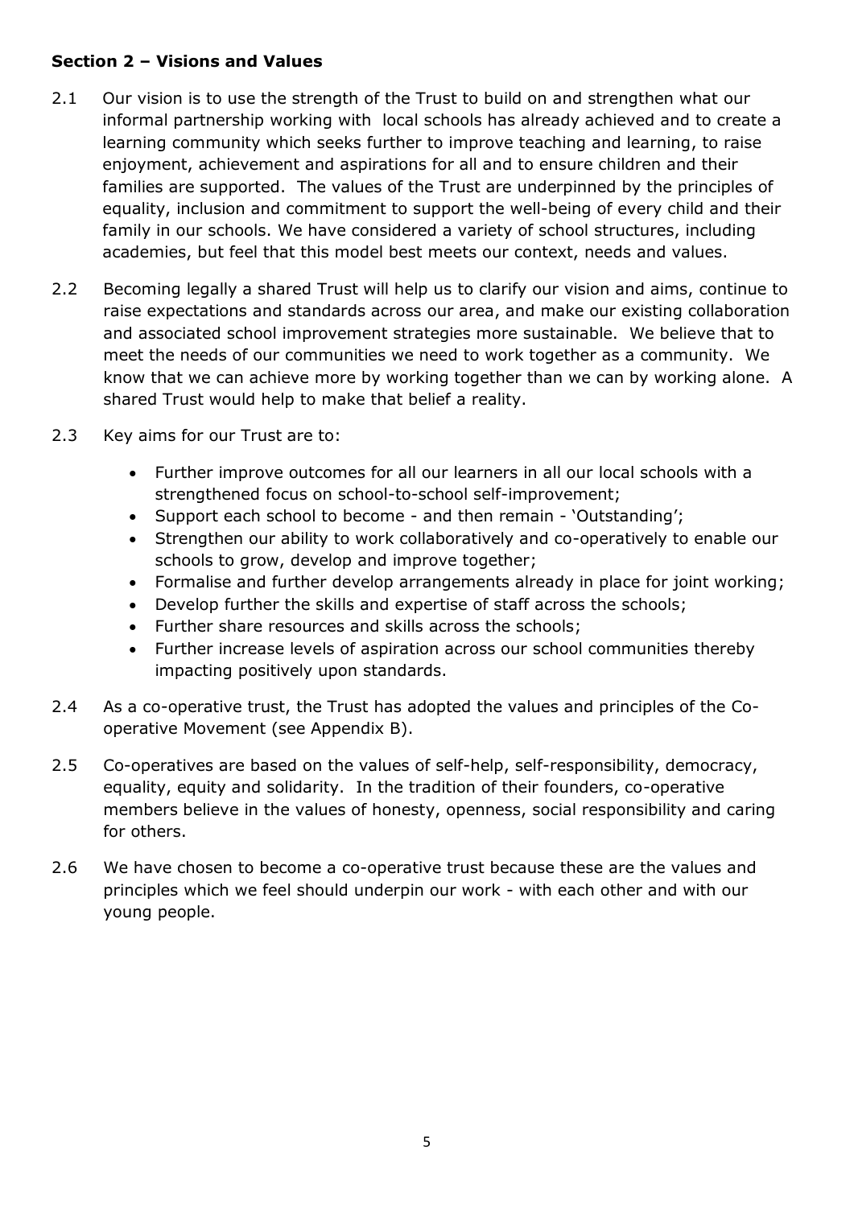**Section 2 – Visions and Values**

2.1 Our vision is to use the strength of the Trust to build on and strengthen what our informal partnership working with local schools has already achieved and to create a learning community which seeks further to improve teaching and learning, to raise enjoyment, achievement and aspirations for all and to ensure children and their families are supported. The values of the Trust are underpinned by the principles of equality, inclusion and commitment to support the well-being of every child and their family in our schools. We have considered a variety of school structures, including academies, but feel that this model best meets our context, needs and values.

2.2 Becoming legally a shared Trust will help us to clarify our vision and aims, continue to raise expectations and standards across our area, and make our existing collaboration and associated school improvement strategies more sustainable. We believe that to meet the needs of our communities we need to work together as a community. We know that we can achieve more by working together than we can by working alone. A shared Trust would help to make that belief a reality.

2.3 Key aims for our Trust are to:

- Further improve outcomes for all our learners in all our local schools with a strengthened focus on school-to-school self-improvement;
- Support each school to become - and then remain - 'Outstanding';
- Strengthen our ability to work collaboratively and co-operatively to enable our schools to grow, develop and improve together;
- Formalise and further develop arrangements already in place for joint working;
- Develop further the skills and expertise of staff across the schools;
- Further share resources and skills across the schools;
- Further increase levels of aspiration across our school communities thereby impacting positively upon standards.

2.4 As a co-operative trust, the Trust has adopted the values and principles of the Co-operative Movement (see Appendix B).

2.5 Co-operatives are based on the values of self-help, self-responsibility, democracy, equality, equity and solidarity. In the tradition of their founders, co-operative members believe in the values of honesty, openness, social responsibility and caring for others.

2.6 We have chosen to become a co-operative trust because these are the values and principles which we feel should underpin our work - with each other and with our young people.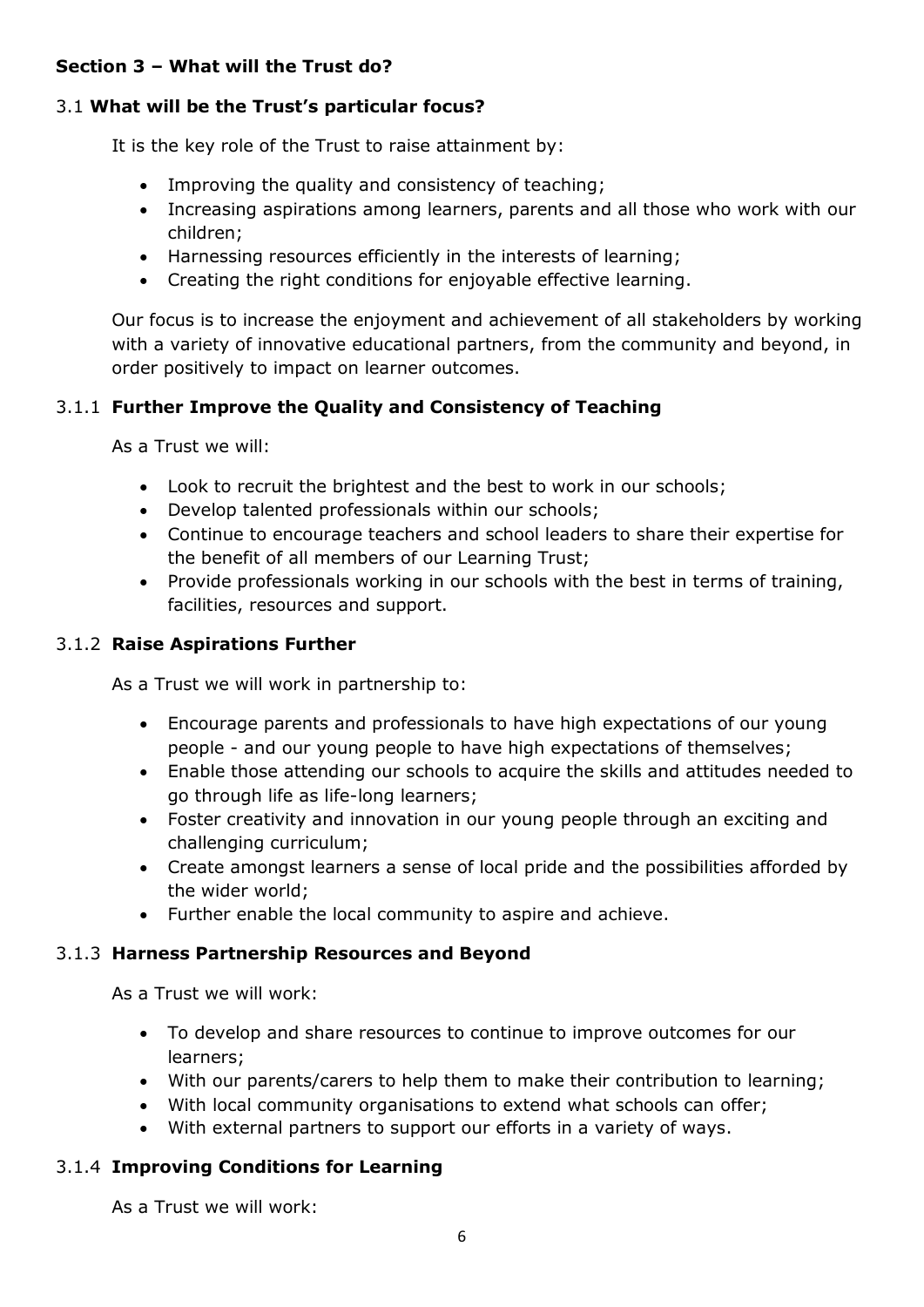## Section 3 – What will the Trust do?

### 3.1 What will be the Trust's particular focus?

It is the key role of the Trust to raise attainment by:

- Improving the quality and consistency of teaching;
- Increasing aspirations among learners, parents and all those who work with our children;
- Harnessing resources efficiently in the interests of learning;
- Creating the right conditions for enjoyable effective learning.

Our focus is to increase the enjoyment and achievement of all stakeholders by working with a variety of innovative educational partners, from the community and beyond, in order positively to impact on learner outcomes.

#### 3.1.1 Further Improve the Quality and Consistency of Teaching

As a Trust we will:

- Look to recruit the brightest and the best to work in our schools;
- Develop talented professionals within our schools;
- Continue to encourage teachers and school leaders to share their expertise for the benefit of all members of our Learning Trust;
- Provide professionals working in our schools with the best in terms of training, facilities, resources and support.

#### 3.1.2 Raise Aspirations Further

As a Trust we will work in partnership to:

- Encourage parents and professionals to have high expectations of our young people - and our young people to have high expectations of themselves;
- Enable those attending our schools to acquire the skills and attitudes needed to go through life as life-long learners;
- Foster creativity and innovation in our young people through an exciting and challenging curriculum;
- Create amongst learners a sense of local pride and the possibilities afforded by the wider world;
- Further enable the local community to aspire and achieve.

#### 3.1.3 Harness Partnership Resources and Beyond

As a Trust we will work:

- To develop and share resources to continue to improve outcomes for our learners;
- With our parents/carers to help them to make their contribution to learning;
- With local community organisations to extend what schools can offer;
- With external partners to support our efforts in a variety of ways.

#### 3.1.4 Improving Conditions for Learning

As a Trust we will work: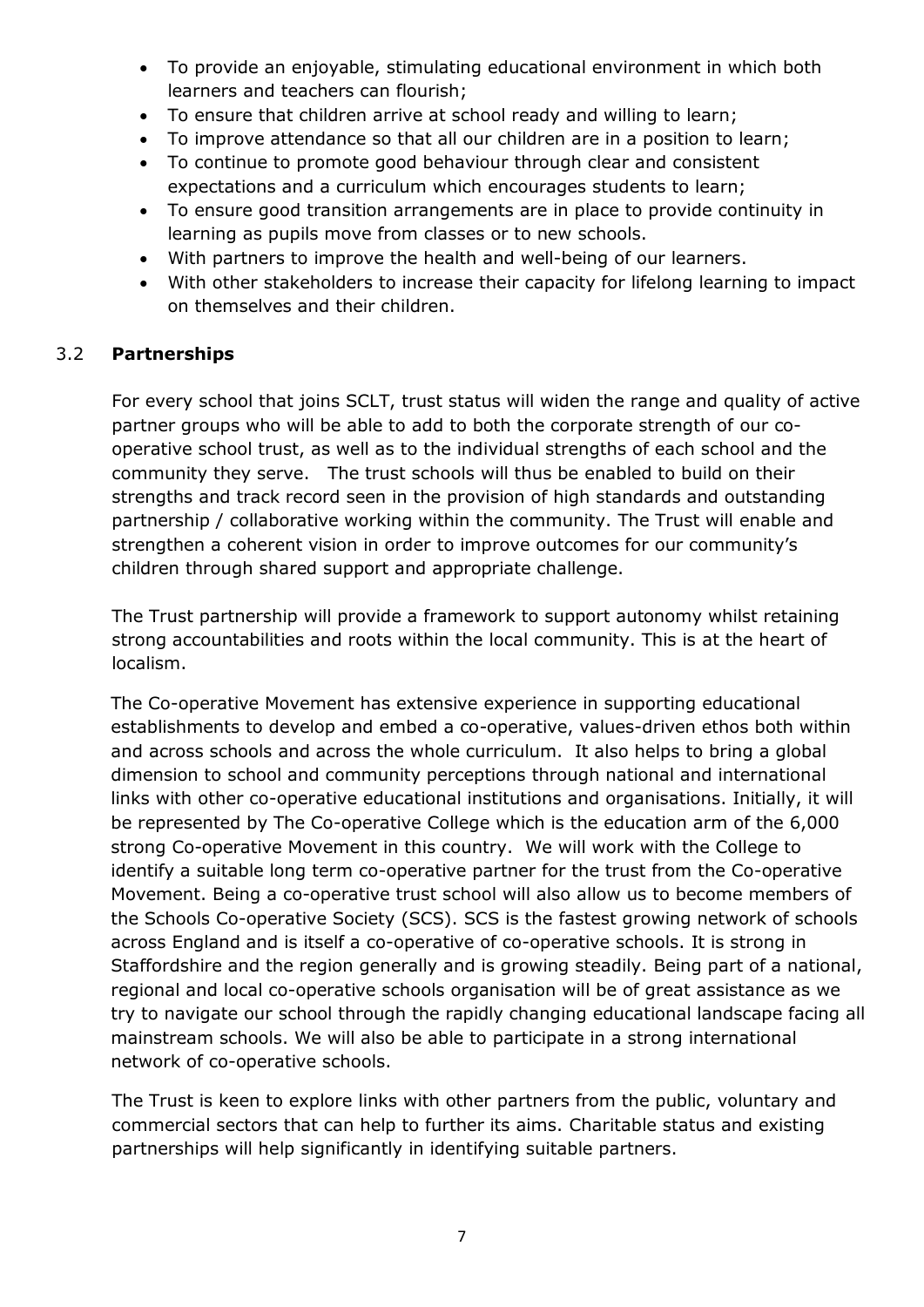- To provide an enjoyable, stimulating educational environment in which both learners and teachers can flourish;
- To ensure that children arrive at school ready and willing to learn;
- To improve attendance so that all our children are in a position to learn;
- To continue to promote good behaviour through clear and consistent expectations and a curriculum which encourages students to learn;
- To ensure good transition arrangements are in place to provide continuity in learning as pupils move from classes or to new schools.
- With partners to improve the health and well-being of our learners.
- With other stakeholders to increase their capacity for lifelong learning to impact on themselves and their children.

## 3.2 Partnerships

For every school that joins SCLT, trust status will widen the range and quality of active partner groups who will be able to add to both the corporate strength of our co-operative school trust, as well as to the individual strengths of each school and the community they serve. The trust schools will thus be enabled to build on their strengths and track record seen in the provision of high standards and outstanding partnership / collaborative working within the community. The Trust will enable and strengthen a coherent vision in order to improve outcomes for our community's children through shared support and appropriate challenge.

The Trust partnership will provide a framework to support autonomy whilst retaining strong accountabilities and roots within the local community. This is at the heart of localism.

The Co-operative Movement has extensive experience in supporting educational establishments to develop and embed a co-operative, values-driven ethos both within and across schools and across the whole curriculum. It also helps to bring a global dimension to school and community perceptions through national and international links with other co-operative educational institutions and organisations. Initially, it will be represented by The Co-operative College which is the education arm of the 6,000 strong Co-operative Movement in this country. We will work with the College to identify a suitable long term co-operative partner for the trust from the Co-operative Movement. Being a co-operative trust school will also allow us to become members of the Schools Co-operative Society (SCS). SCS is the fastest growing network of schools across England and is itself a co-operative of co-operative schools. It is strong in Staffordshire and the region generally and is growing steadily. Being part of a national, regional and local co-operative schools organisation will be of great assistance as we try to navigate our school through the rapidly changing educational landscape facing all mainstream schools. We will also be able to participate in a strong international network of co-operative schools.

The Trust is keen to explore links with other partners from the public, voluntary and commercial sectors that can help to further its aims. Charitable status and existing partnerships will help significantly in identifying suitable partners.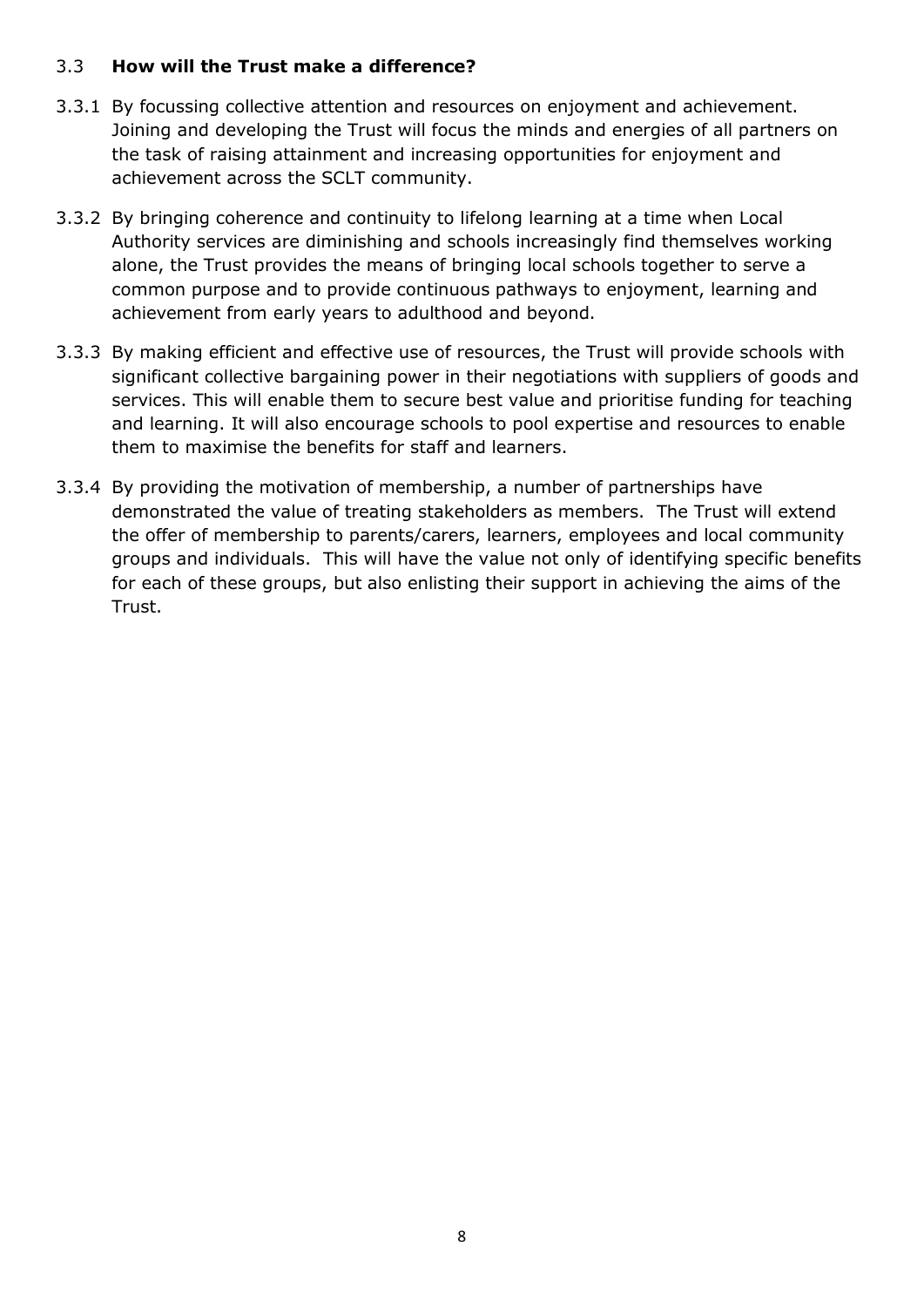### 3.3 **How will the Trust make a difference?**

3.3.1 By focussing collective attention and resources on enjoyment and achievement. Joining and developing the Trust will focus the minds and energies of all partners on the task of raising attainment and increasing opportunities for enjoyment and achievement across the SCLT community.

3.3.2 By bringing coherence and continuity to lifelong learning at a time when Local Authority services are diminishing and schools increasingly find themselves working alone, the Trust provides the means of bringing local schools together to serve a common purpose and to provide continuous pathways to enjoyment, learning and achievement from early years to adulthood and beyond.

3.3.3 By making efficient and effective use of resources, the Trust will provide schools with significant collective bargaining power in their negotiations with suppliers of goods and services. This will enable them to secure best value and prioritise funding for teaching and learning. It will also encourage schools to pool expertise and resources to enable them to maximise the benefits for staff and learners.

3.3.4 By providing the motivation of membership, a number of partnerships have demonstrated the value of treating stakeholders as members. The Trust will extend the offer of membership to parents/carers, learners, employees and local community groups and individuals. This will have the value not only of identifying specific benefits for each of these groups, but also enlisting their support in achieving the aims of the Trust.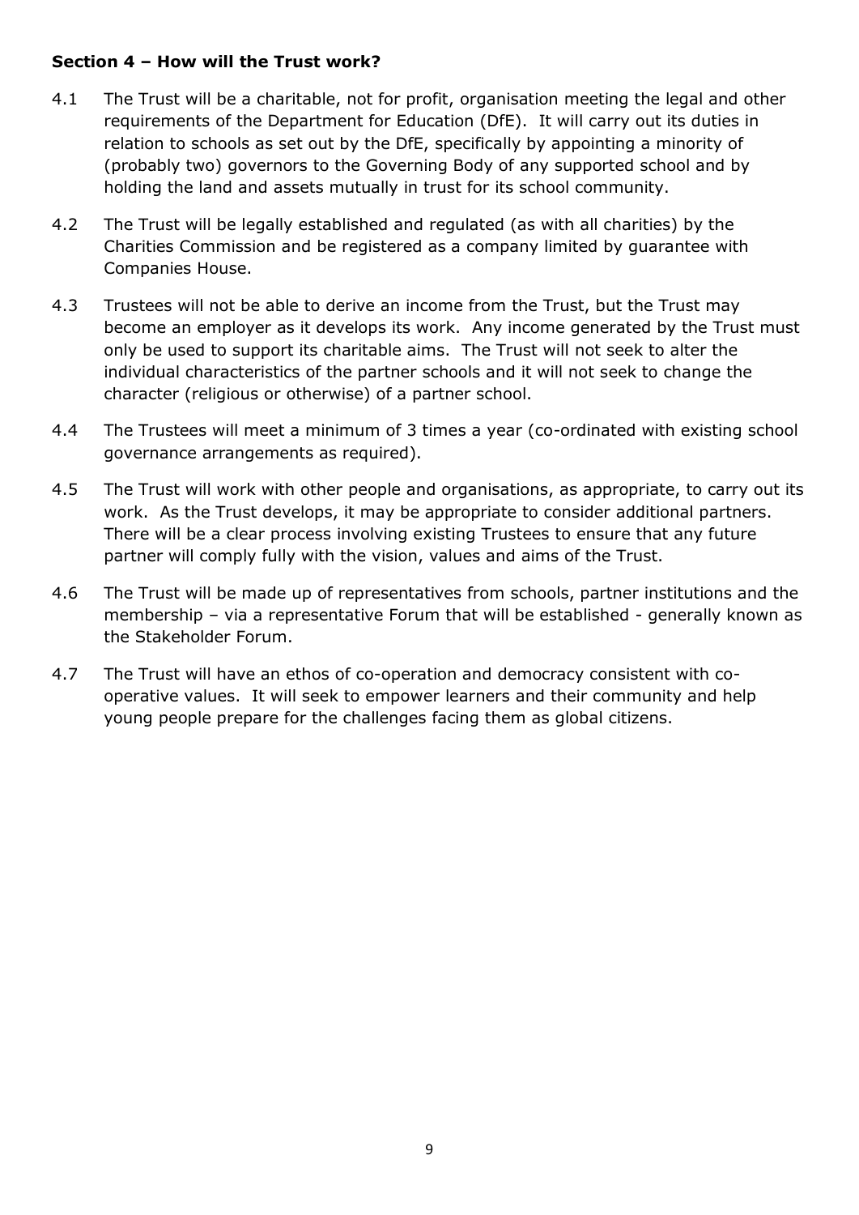**Section 4 – How will the Trust work?**

4.1 The Trust will be a charitable, not for profit, organisation meeting the legal and other requirements of the Department for Education (DfE). It will carry out its duties in relation to schools as set out by the DfE, specifically by appointing a minority of (probably two) governors to the Governing Body of any supported school and by holding the land and assets mutually in trust for its school community.

4.2 The Trust will be legally established and regulated (as with all charities) by the Charities Commission and be registered as a company limited by guarantee with Companies House.

4.3 Trustees will not be able to derive an income from the Trust, but the Trust may become an employer as it develops its work. Any income generated by the Trust must only be used to support its charitable aims. The Trust will not seek to alter the individual characteristics of the partner schools and it will not seek to change the character (religious or otherwise) of a partner school.

4.4 The Trustees will meet a minimum of 3 times a year (co-ordinated with existing school governance arrangements as required).

4.5 The Trust will work with other people and organisations, as appropriate, to carry out its work. As the Trust develops, it may be appropriate to consider additional partners. There will be a clear process involving existing Trustees to ensure that any future partner will comply fully with the vision, values and aims of the Trust.

4.6 The Trust will be made up of representatives from schools, partner institutions and the membership – via a representative Forum that will be established - generally known as the Stakeholder Forum.

4.7 The Trust will have an ethos of co-operation and democracy consistent with co-operative values. It will seek to empower learners and their community and help young people prepare for the challenges facing them as global citizens.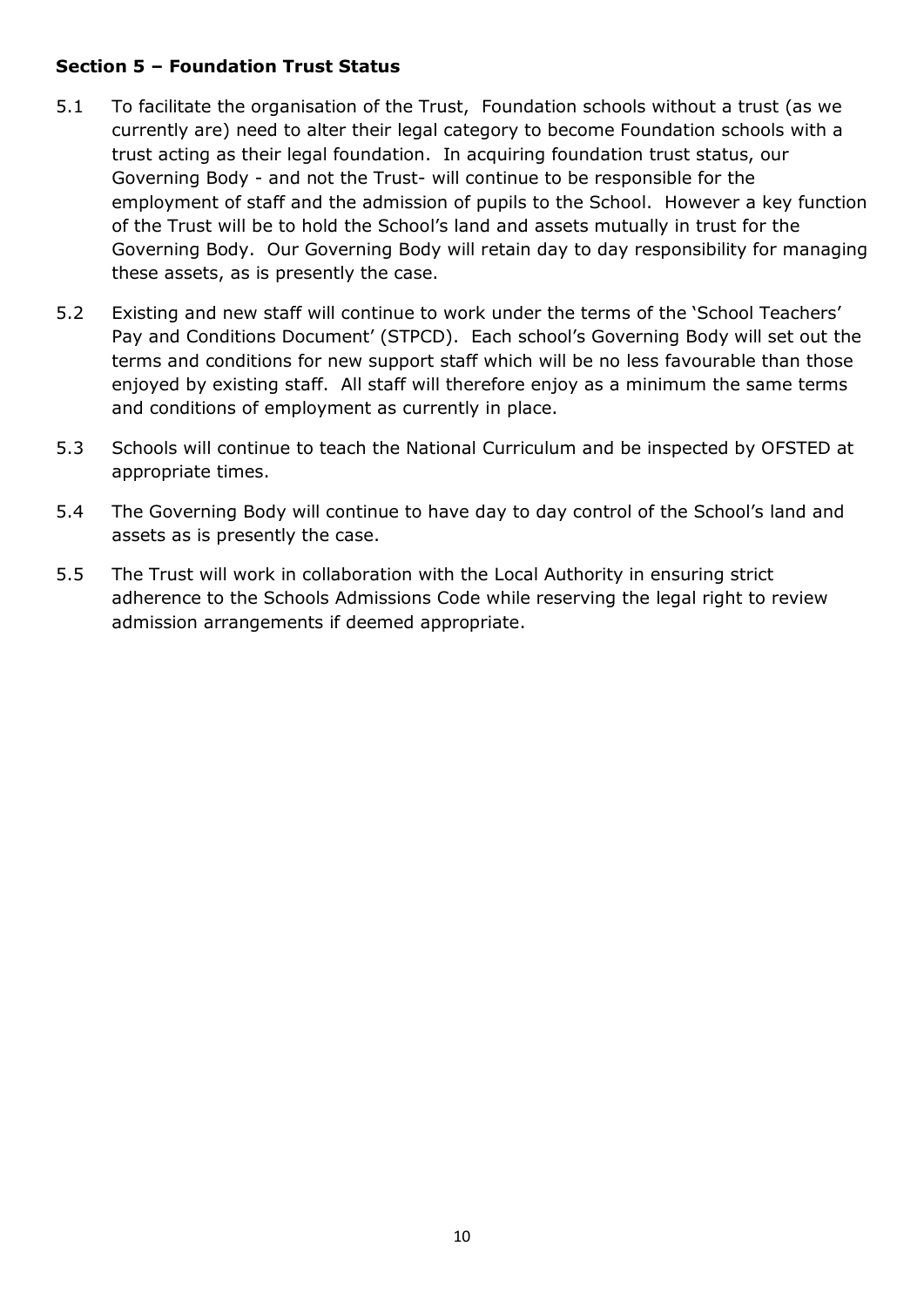**Section 5 – Foundation Trust Status**

5.1 To facilitate the organisation of the Trust, Foundation schools without a trust (as we currently are) need to alter their legal category to become Foundation schools with a trust acting as their legal foundation. In acquiring foundation trust status, our Governing Body - and not the Trust- will continue to be responsible for the employment of staff and the admission of pupils to the School. However a key function of the Trust will be to hold the School's land and assets mutually in trust for the Governing Body. Our Governing Body will retain day to day responsibility for managing these assets, as is presently the case.

5.2 Existing and new staff will continue to work under the terms of the 'School Teachers' Pay and Conditions Document' (STPCD). Each school's Governing Body will set out the terms and conditions for new support staff which will be no less favourable than those enjoyed by existing staff. All staff will therefore enjoy as a minimum the same terms and conditions of employment as currently in place.

5.3 Schools will continue to teach the National Curriculum and be inspected by OFSTED at appropriate times.

5.4 The Governing Body will continue to have day to day control of the School's land and assets as is presently the case.

5.5 The Trust will work in collaboration with the Local Authority in ensuring strict adherence to the Schools Admissions Code while reserving the legal right to review admission arrangements if deemed appropriate.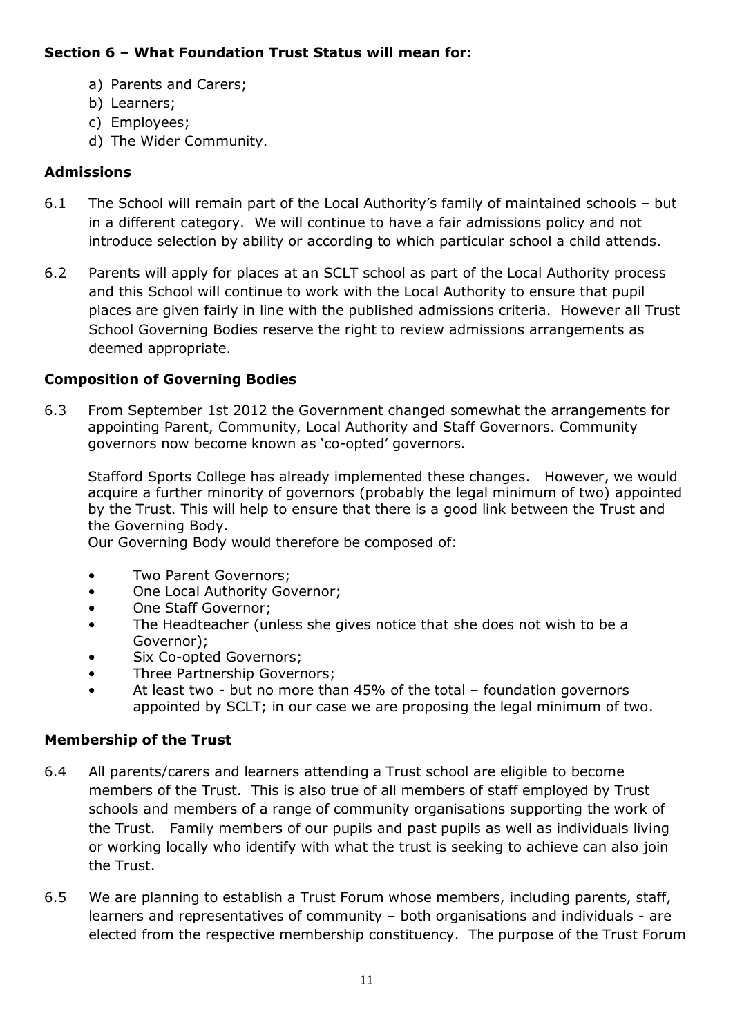**Section 6 – What Foundation Trust Status will mean for:**

a) Parents and Carers;
b) Learners;
c) Employees;
d) The Wider Community.

**Admissions**

6.1 The School will remain part of the Local Authority's family of maintained schools – but in a different category. We will continue to have a fair admissions policy and not introduce selection by ability or according to which particular school a child attends.

6.2 Parents will apply for places at an SCLT school as part of the Local Authority process and this School will continue to work with the Local Authority to ensure that pupil places are given fairly in line with the published admissions criteria. However all Trust School Governing Bodies reserve the right to review admissions arrangements as deemed appropriate.

**Composition of Governing Bodies**

6.3 From September 1st 2012 the Government changed somewhat the arrangements for appointing Parent, Community, Local Authority and Staff Governors. Community governors now become known as 'co-opted' governors.

Stafford Sports College has already implemented these changes. However, we would acquire a further minority of governors (probably the legal minimum of two) appointed by the Trust. This will help to ensure that there is a good link between the Trust and the Governing Body.
Our Governing Body would therefore be composed of:

- Two Parent Governors;
- One Local Authority Governor;
- One Staff Governor;
- The Headteacher (unless she gives notice that she does not wish to be a Governor);
- Six Co-opted Governors;
- Three Partnership Governors;
- At least two - but no more than 45% of the total – foundation governors appointed by SCLT; in our case we are proposing the legal minimum of two.

**Membership of the Trust**

6.4 All parents/carers and learners attending a Trust school are eligible to become members of the Trust. This is also true of all members of staff employed by Trust schools and members of a range of community organisations supporting the work of the Trust. Family members of our pupils and past pupils as well as individuals living or working locally who identify with what the trust is seeking to achieve can also join the Trust.

6.5 We are planning to establish a Trust Forum whose members, including parents, staff, learners and representatives of community – both organisations and individuals - are elected from the respective membership constituency. The purpose of the Trust Forum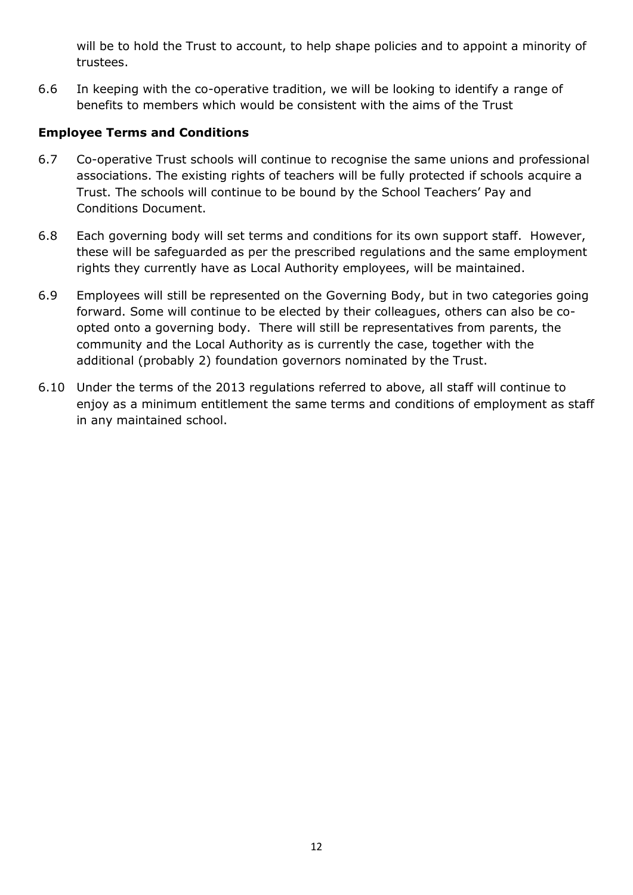will be to hold the Trust to account, to help shape policies and to appoint a minority of trustees.

6.6 In keeping with the co-operative tradition, we will be looking to identify a range of benefits to members which would be consistent with the aims of the Trust

**Employee Terms and Conditions**

6.7 Co-operative Trust schools will continue to recognise the same unions and professional associations. The existing rights of teachers will be fully protected if schools acquire a Trust. The schools will continue to be bound by the School Teachers' Pay and Conditions Document.

6.8 Each governing body will set terms and conditions for its own support staff. However, these will be safeguarded as per the prescribed regulations and the same employment rights they currently have as Local Authority employees, will be maintained.

6.9 Employees will still be represented on the Governing Body, but in two categories going forward. Some will continue to be elected by their colleagues, others can also be co-opted onto a governing body. There will still be representatives from parents, the community and the Local Authority as is currently the case, together with the additional (probably 2) foundation governors nominated by the Trust.

6.10 Under the terms of the 2013 regulations referred to above, all staff will continue to enjoy as a minimum entitlement the same terms and conditions of employment as staff in any maintained school.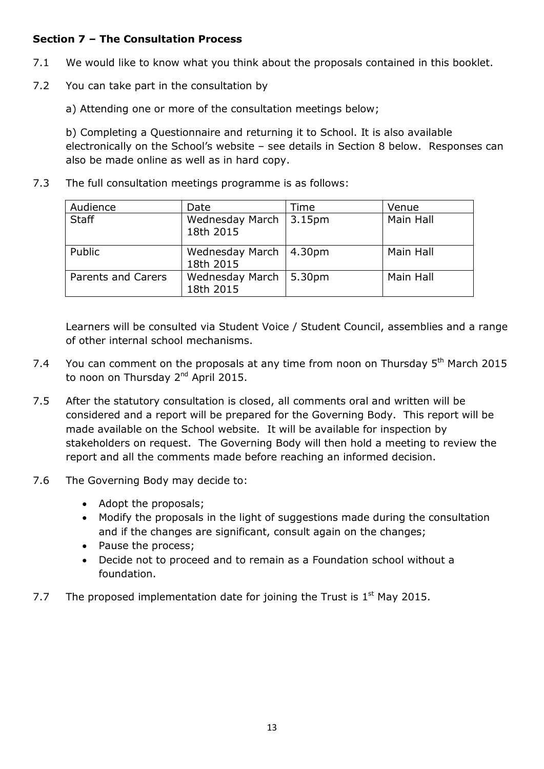**Section 7 – The Consultation Process**

7.1 We would like to know what you think about the proposals contained in this booklet.

7.2 You can take part in the consultation by

a) Attending one or more of the consultation meetings below;

b) Completing a Questionnaire and returning it to School. It is also available electronically on the School's website – see details in Section 8 below. Responses can also be made online as well as in hard copy.

7.3 The full consultation meetings programme is as follows:

| Audience | Date | Time | Venue |
|---|---|---|---|
| Staff | Wednesday March 18th 2015 | 3.15pm | Main Hall |
| Public | Wednesday March 18th 2015 | 4.30pm | Main Hall |
| Parents and Carers | Wednesday March 18th 2015 | 5.30pm | Main Hall |

Learners will be consulted via Student Voice / Student Council, assemblies and a range of other internal school mechanisms.

7.4 You can comment on the proposals at any time from noon on Thursday 5th March 2015 to noon on Thursday 2nd April 2015.

7.5 After the statutory consultation is closed, all comments oral and written will be considered and a report will be prepared for the Governing Body. This report will be made available on the School website. It will be available for inspection by stakeholders on request. The Governing Body will then hold a meeting to review the report and all the comments made before reaching an informed decision.

7.6 The Governing Body may decide to:

- Adopt the proposals;
- Modify the proposals in the light of suggestions made during the consultation and if the changes are significant, consult again on the changes;
- Pause the process;
- Decide not to proceed and to remain as a Foundation school without a foundation.

7.7 The proposed implementation date for joining the Trust is 1st May 2015.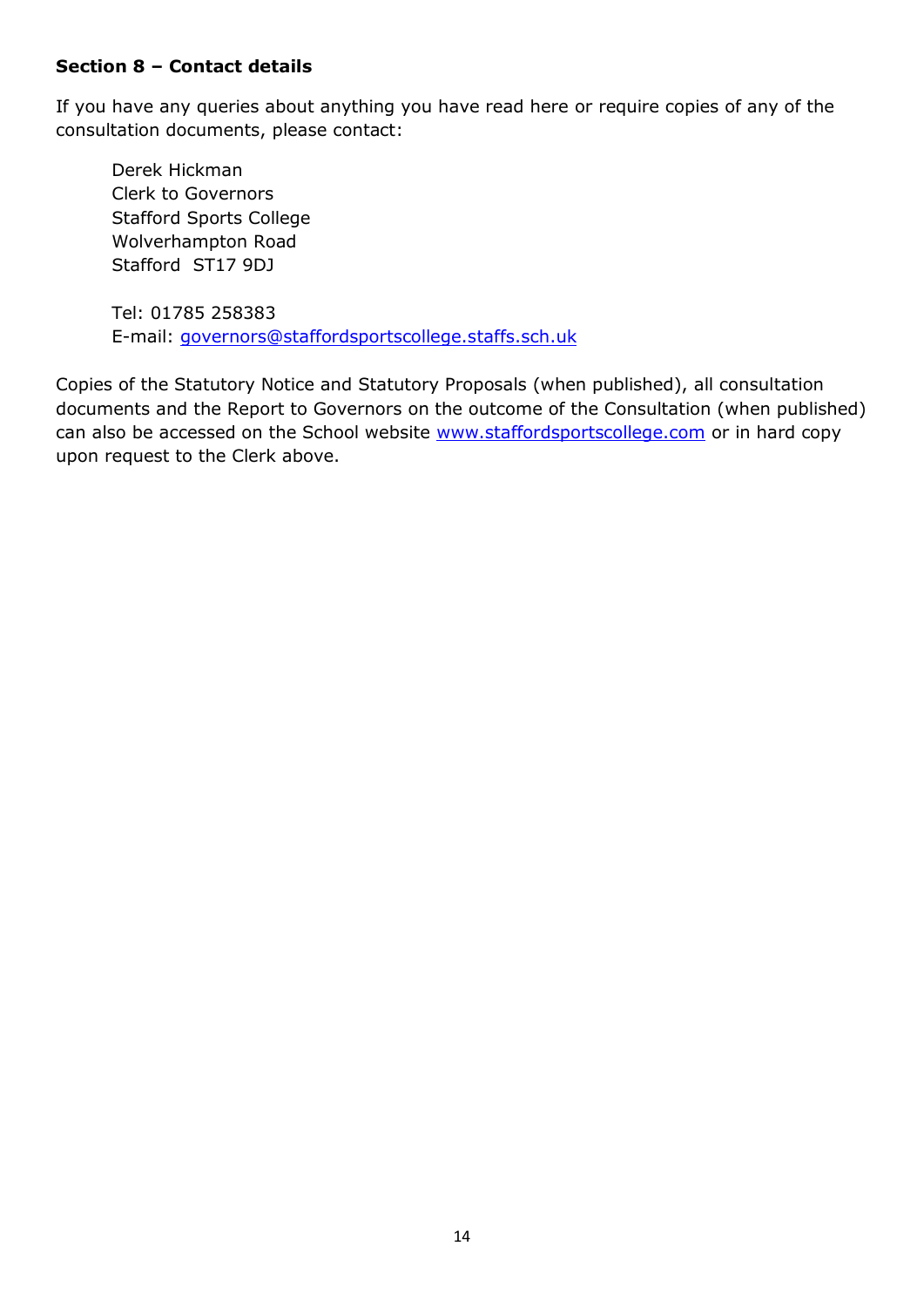**Section 8 – Contact details**

If you have any queries about anything you have read here or require copies of any of the consultation documents, please contact:

Derek Hickman
Clerk to Governors
Stafford Sports College
Wolverhampton Road
Stafford ST17 9DJ

Tel: 01785 258383
E-mail: governors@staffordsportscollege.staffs.sch.uk

Copies of the Statutory Notice and Statutory Proposals (when published), all consultation documents and the Report to Governors on the outcome of the Consultation (when published) can also be accessed on the School website www.staffordsportscollege.com or in hard copy upon request to the Clerk above.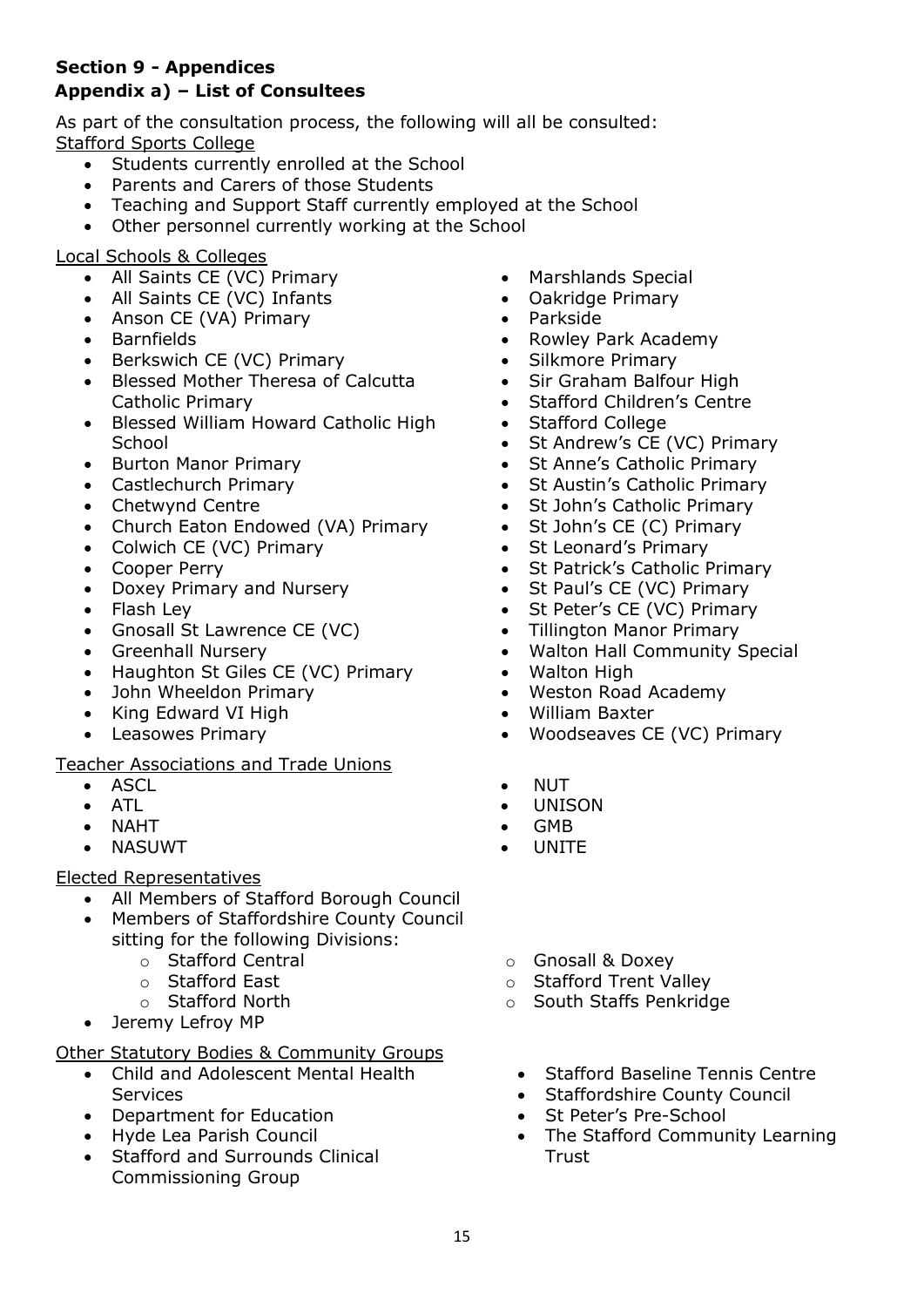**Section 9 - Appendices**

**Appendix a) – List of Consultees**

As part of the consultation process, the following will all be consulted:

Stafford Sports College

- Students currently enrolled at the School
- Parents and Carers of those Students
- Teaching and Support Staff currently employed at the School
- Other personnel currently working at the School

Local Schools & Colleges

- All Saints CE (VC) Primary
- All Saints CE (VC) Infants
- Anson CE (VA) Primary
- Barnfields
- Berkswich CE (VC) Primary
- Blessed Mother Theresa of Calcutta Catholic Primary
- Blessed William Howard Catholic High School
- Burton Manor Primary
- Castlechurch Primary
- Chetwynd Centre
- Church Eaton Endowed (VA) Primary
- Colwich CE (VC) Primary
- Cooper Perry
- Doxey Primary and Nursery
- Flash Ley
- Gnosall St Lawrence CE (VC)
- Greenhall Nursery
- Haughton St Giles CE (VC) Primary
- John Wheeldon Primary
- King Edward VI High
- Leasowes Primary
- Marshlands Special
- Oakridge Primary
- Parkside
- Rowley Park Academy
- Silkmore Primary
- Sir Graham Balfour High
- Stafford Children's Centre
- Stafford College
- St Andrew's CE (VC) Primary
- St Anne's Catholic Primary
- St Austin's Catholic Primary
- St John's Catholic Primary
- St John's CE (C) Primary
- St Leonard's Primary
- St Patrick's Catholic Primary
- St Paul's CE (VC) Primary
- St Peter's CE (VC) Primary
- Tillington Manor Primary
- Walton Hall Community Special
- Walton High
- Weston Road Academy
- William Baxter
- Woodseaves CE (VC) Primary

Teacher Associations and Trade Unions

- ASCL
- ATL
- NAHT
- NASUWT
- NUT
- UNISON
- GMB
- UNITE

Elected Representatives

- All Members of Stafford Borough Council
- Members of Staffordshire County Council sitting for the following Divisions:
  - Stafford Central
  - Stafford East
  - Stafford North
  - Gnosall & Doxey
  - Stafford Trent Valley
  - South Staffs Penkridge
- Jeremy Lefroy MP

Other Statutory Bodies & Community Groups

- Child and Adolescent Mental Health Services
- Department for Education
- Hyde Lea Parish Council
- Stafford and Surrounds Clinical Commissioning Group
- Stafford Baseline Tennis Centre
- Staffordshire County Council
- St Peter's Pre-School
- The Stafford Community Learning Trust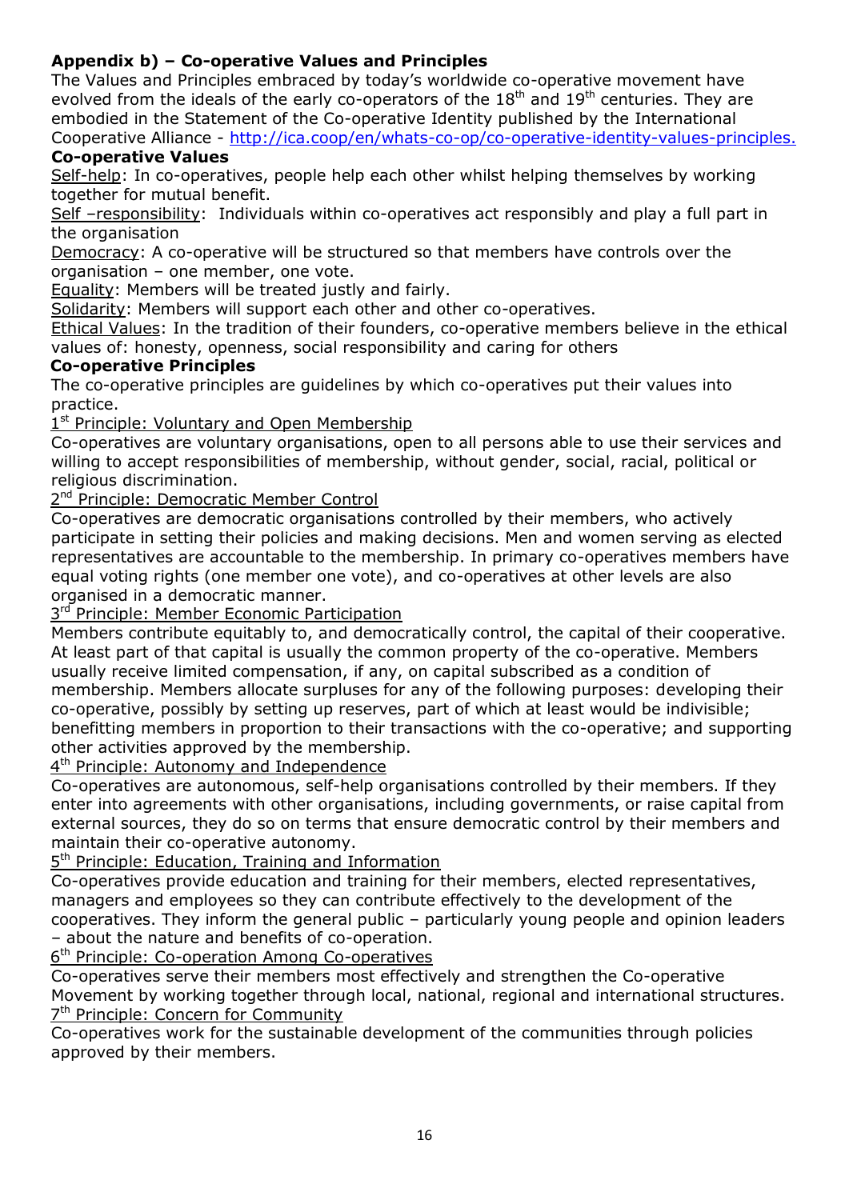## Appendix b) – Co-operative Values and Principles

The Values and Principles embraced by today's worldwide co-operative movement have evolved from the ideals of the early co-operators of the 18th and 19th centuries. They are embodied in the Statement of the Co-operative Identity published by the International Cooperative Alliance - [http://ica.coop/en/whats-co-op/co-operative-identity-values-principles.](http://ica.coop/en/whats-co-op/co-operative-identity-values-principles)

### Co-operative Values

Self-help: In co-operatives, people help each other whilst helping themselves by working together for mutual benefit.

Self –responsibility: Individuals within co-operatives act responsibly and play a full part in the organisation

Democracy: A co-operative will be structured so that members have controls over the organisation – one member, one vote.

Equality: Members will be treated justly and fairly.

Solidarity: Members will support each other and other co-operatives.

Ethical Values: In the tradition of their founders, co-operative members believe in the ethical values of: honesty, openness, social responsibility and caring for others

### Co-operative Principles

The co-operative principles are guidelines by which co-operatives put their values into practice.

1st Principle: Voluntary and Open Membership

Co-operatives are voluntary organisations, open to all persons able to use their services and willing to accept responsibilities of membership, without gender, social, racial, political or religious discrimination.

2nd Principle: Democratic Member Control

Co-operatives are democratic organisations controlled by their members, who actively participate in setting their policies and making decisions. Men and women serving as elected representatives are accountable to the membership. In primary co-operatives members have equal voting rights (one member one vote), and co-operatives at other levels are also organised in a democratic manner.

3rd Principle: Member Economic Participation

Members contribute equitably to, and democratically control, the capital of their cooperative. At least part of that capital is usually the common property of the co-operative. Members usually receive limited compensation, if any, on capital subscribed as a condition of membership. Members allocate surpluses for any of the following purposes: developing their co-operative, possibly by setting up reserves, part of which at least would be indivisible; benefitting members in proportion to their transactions with the co-operative; and supporting other activities approved by the membership.

4th Principle: Autonomy and Independence

Co-operatives are autonomous, self-help organisations controlled by their members. If they enter into agreements with other organisations, including governments, or raise capital from external sources, they do so on terms that ensure democratic control by their members and maintain their co-operative autonomy.

5th Principle: Education, Training and Information

Co-operatives provide education and training for their members, elected representatives, managers and employees so they can contribute effectively to the development of the cooperatives. They inform the general public – particularly young people and opinion leaders – about the nature and benefits of co-operation.

6th Principle: Co-operation Among Co-operatives

Co-operatives serve their members most effectively and strengthen the Co-operative Movement by working together through local, national, regional and international structures.

7th Principle: Concern for Community

Co-operatives work for the sustainable development of the communities through policies approved by their members.